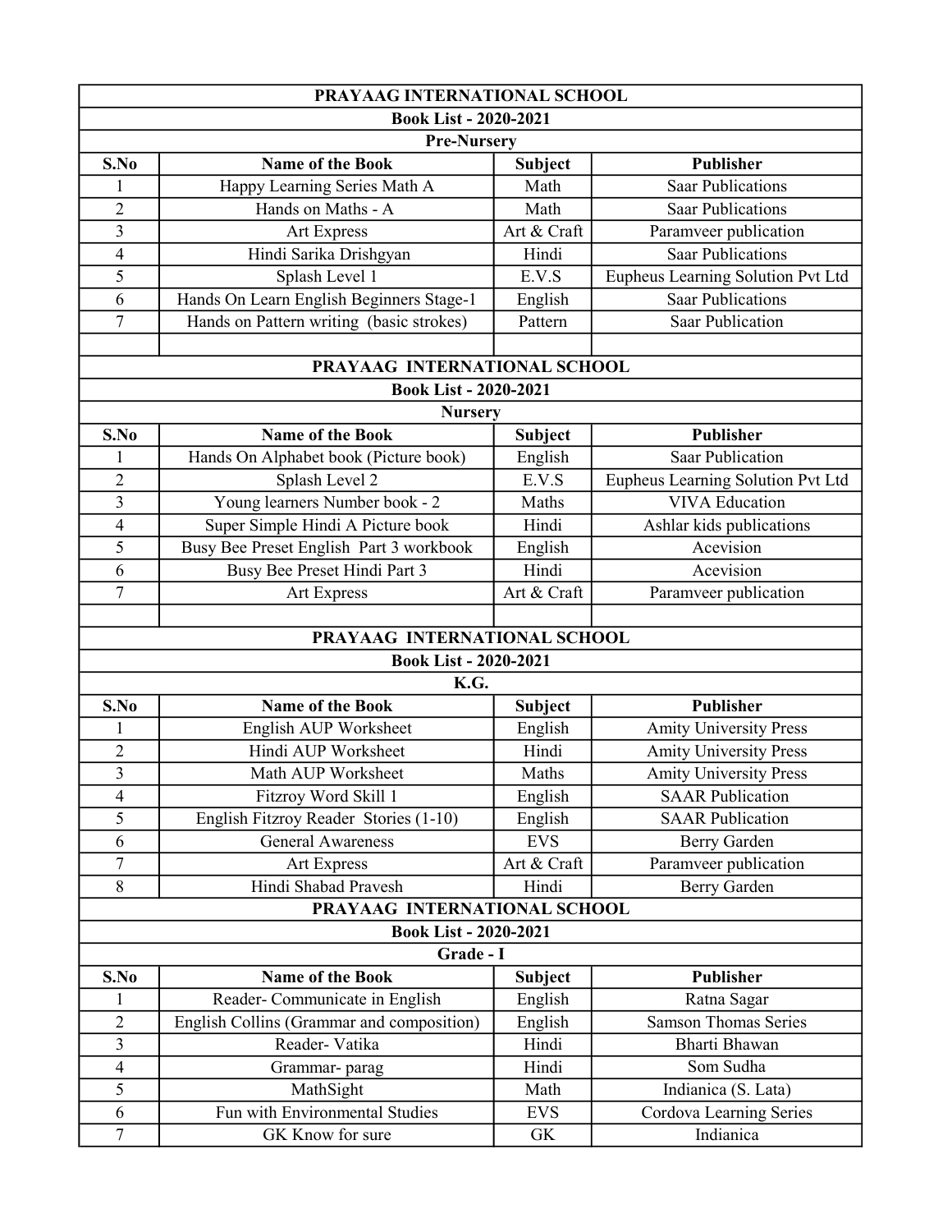**PRAYAAG INTERNATIONAL SCHOOL**

**Book List - 2020-2021**

**Pre-Nursery**

| S.No | Name of the Book | Subject | Publisher |
|---|---|---|---|
| 1 | Happy Learning Series Math A | Math | Saar Publications |
| 2 | Hands on Maths - A | Math | Saar Publications |
| 3 | Art Express | Art & Craft | Paramveer publication |
| 4 | Hindi Sarika Drishgyan | Hindi | Saar Publications |
| 5 | Splash Level 1 | E.V.S | Eupheus Learning Solution Pvt Ltd |
| 6 | Hands On Learn English Beginners Stage-1 | English | Saar Publications |
| 7 | Hands on Pattern writing (basic strokes) | Pattern | Saar Publication |

**PRAYAAG INTERNATIONAL SCHOOL**

**Book List - 2020-2021**

**Nursery**

| S.No | Name of the Book | Subject | Publisher |
|---|---|---|---|
| 1 | Hands On Alphabet book (Picture book) | English | Saar Publication |
| 2 | Splash Level 2 | E.V.S | Eupheus Learning Solution Pvt Ltd |
| 3 | Young learners Number book - 2 | Maths | VIVA Education |
| 4 | Super Simple Hindi A Picture book | Hindi | Ashlar kids publications |
| 5 | Busy Bee Preset English Part 3 workbook | English | Acevision |
| 6 | Busy Bee Preset Hindi Part 3 | Hindi | Acevision |
| 7 | Art Express | Art & Craft | Paramveer publication |

**PRAYAAG INTERNATIONAL SCHOOL**

**Book List - 2020-2021**

**K.G.**

| S.No | Name of the Book | Subject | Publisher |
|---|---|---|---|
| 1 | English AUP Worksheet | English | Amity University Press |
| 2 | Hindi AUP Worksheet | Hindi | Amity University Press |
| 3 | Math AUP Worksheet | Maths | Amity University Press |
| 4 | Fitzroy Word Skill 1 | English | SAAR Publication |
| 5 | English Fitzroy Reader Stories (1-10) | English | SAAR Publication |
| 6 | General Awareness | EVS | Berry Garden |
| 7 | Art Express | Art & Craft | Paramveer publication |
| 8 | Hindi Shabad Pravesh | Hindi | Berry Garden |

**PRAYAAG INTERNATIONAL SCHOOL**

**Book List - 2020-2021**

**Grade - I**

| S.No | Name of the Book | Subject | Publisher |
|---|---|---|---|
| 1 | Reader- Communicate in English | English | Ratna Sagar |
| 2 | English Collins (Grammar and composition) | English | Samson Thomas Series |
| 3 | Reader- Vatika | Hindi | Bharti Bhawan |
| 4 | Grammar- parag | Hindi | Som Sudha |
| 5 | MathSight | Math | Indianica (S. Lata) |
| 6 | Fun with Environmental Studies | EVS | Cordova Learning Series |
| 7 | GK Know for sure | GK | Indianica |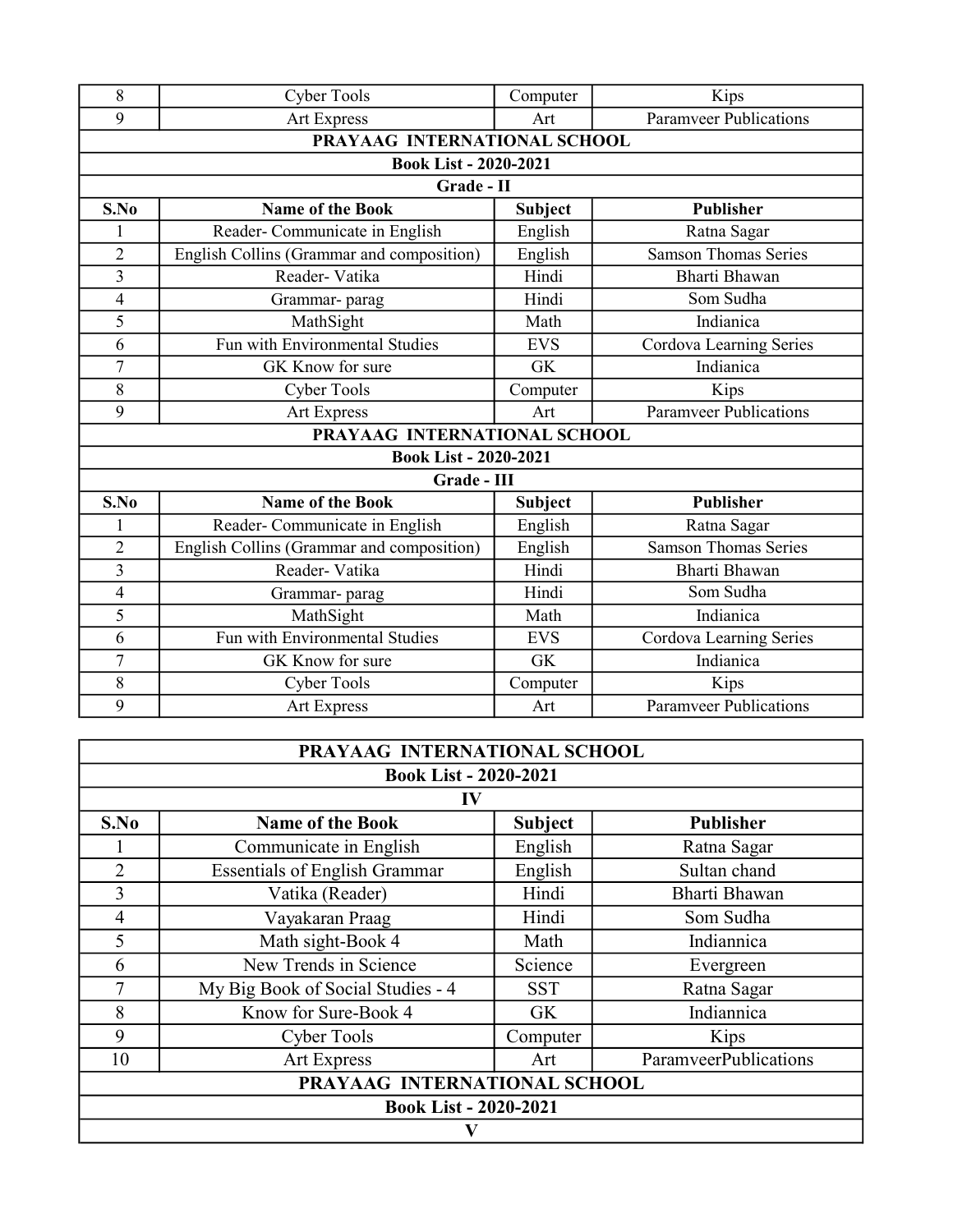| 8 | Cyber Tools | Computer | Kips |
|---|---|---|---|
| 9 | Art Express | Art | Paramveer Publications |

**PRAYAAG INTERNATIONAL SCHOOL**

**Book List - 2020-2021**

**Grade - II**

| S.No | Name of the Book | Subject | Publisher |
|---|---|---|---|
| 1 | Reader- Communicate in English | English | Ratna Sagar |
| 2 | English Collins (Grammar and composition) | English | Samson Thomas Series |
| 3 | Reader- Vatika | Hindi | Bharti Bhawan |
| 4 | Grammar- parag | Hindi | Som Sudha |
| 5 | MathSight | Math | Indianica |
| 6 | Fun with Environmental Studies | EVS | Cordova Learning Series |
| 7 | GK Know for sure | GK | Indianica |
| 8 | Cyber Tools | Computer | Kips |
| 9 | Art Express | Art | Paramveer Publications |

**PRAYAAG INTERNATIONAL SCHOOL**

**Book List - 2020-2021**

**Grade - III**

| S.No | Name of the Book | Subject | Publisher |
|---|---|---|---|
| 1 | Reader- Communicate in English | English | Ratna Sagar |
| 2 | English Collins (Grammar and composition) | English | Samson Thomas Series |
| 3 | Reader- Vatika | Hindi | Bharti Bhawan |
| 4 | Grammar- parag | Hindi | Som Sudha |
| 5 | MathSight | Math | Indianica |
| 6 | Fun with Environmental Studies | EVS | Cordova Learning Series |
| 7 | GK Know for sure | GK | Indianica |
| 8 | Cyber Tools | Computer | Kips |
| 9 | Art Express | Art | Paramveer Publications |

**PRAYAAG INTERNATIONAL SCHOOL**

**Book List - 2020-2021**

**IV**

| S.No | Name of the Book | Subject | Publisher |
|---|---|---|---|
| 1 | Communicate in English | English | Ratna Sagar |
| 2 | Essentials of English Grammar | English | Sultan chand |
| 3 | Vatika (Reader) | Hindi | Bharti Bhawan |
| 4 | Vayakaran Praag | Hindi | Som Sudha |
| 5 | Math sight-Book 4 | Math | Indiannica |
| 6 | New Trends in Science | Science | Evergreen |
| 7 | My Big Book of Social Studies - 4 | SST | Ratna Sagar |
| 8 | Know for Sure-Book 4 | GK | Indiannica |
| 9 | Cyber Tools | Computer | Kips |
| 10 | Art Express | Art | ParamveerPublications |

**PRAYAAG INTERNATIONAL SCHOOL**

**Book List - 2020-2021**

**V**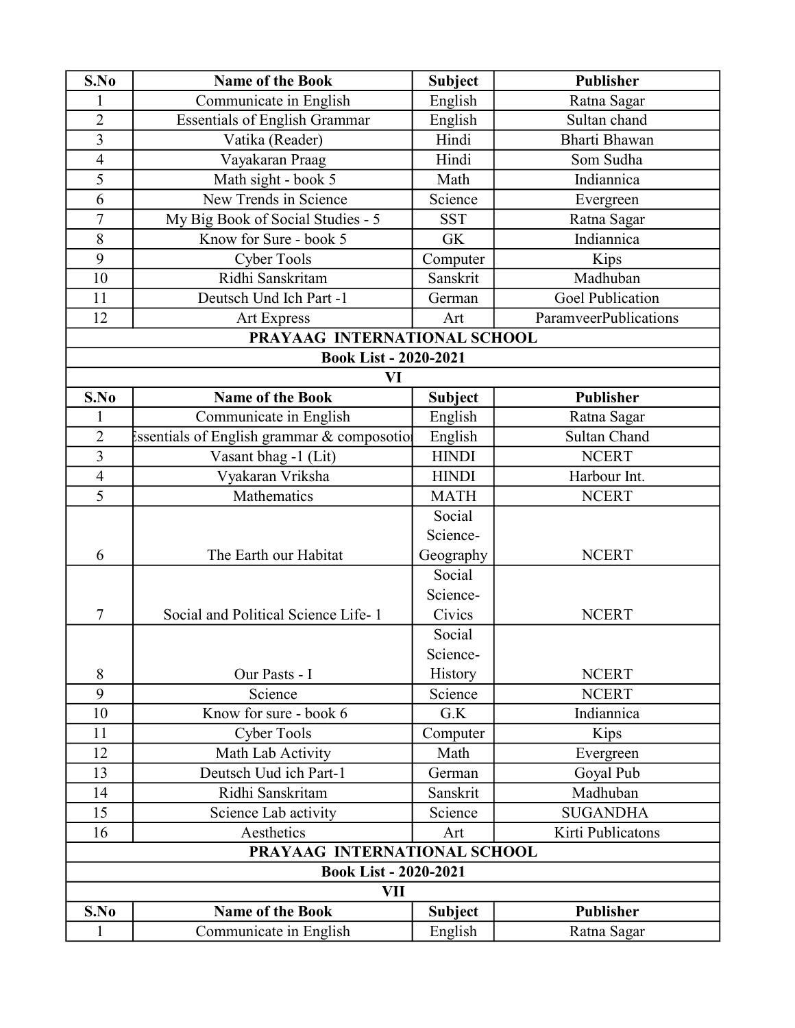| S.No | Name of the Book | Subject | Publisher |
|---|---|---|---|
| 1 | Communicate in English | English | Ratna Sagar |
| 2 | Essentials of English Grammar | English | Sultan chand |
| 3 | Vatika (Reader) | Hindi | Bharti Bhawan |
| 4 | Vayakaran Praag | Hindi | Som Sudha |
| 5 | Math sight - book 5 | Math | Indiannica |
| 6 | New Trends in Science | Science | Evergreen |
| 7 | My Big Book of Social Studies - 5 | SST | Ratna Sagar |
| 8 | Know for Sure - book 5 | GK | Indiannica |
| 9 | Cyber Tools | Computer | Kips |
| 10 | Ridhi Sanskritam | Sanskrit | Madhuban |
| 11 | Deutsch Und Ich Part -1 | German | Goel Publication |
| 12 | Art Express | Art | ParamveerPublications |

**PRAYAAG INTERNATIONAL SCHOOL**

**Book List - 2020-2021**

**VI**

| S.No | Name of the Book | Subject | Publisher |
|---|---|---|---|
| 1 | Communicate in English | English | Ratna Sagar |
| 2 | Essentials of English grammar & composotion | English | Sultan Chand |
| 3 | Vasant bhag -1 (Lit) | HINDI | NCERT |
| 4 | Vyakaran Vriksha | HINDI | Harbour Int. |
| 5 | Mathematics | MATH | NCERT |
| 6 | The Earth our Habitat | Social Science-Geography | NCERT |
| 7 | Social and Political Science Life- 1 | Social Science-Civics | NCERT |
| 8 | Our Pasts - I | Social Science-History | NCERT |
| 9 | Science | Science | NCERT |
| 10 | Know for sure - book 6 | G.K | Indiannica |
| 11 | Cyber Tools | Computer | Kips |
| 12 | Math Lab Activity | Math | Evergreen |
| 13 | Deutsch Uud ich Part-1 | German | Goyal Pub |
| 14 | Ridhi Sanskritam | Sanskrit | Madhuban |
| 15 | Science Lab activity | Science | SUGANDHA |
| 16 | Aesthetics | Art | Kirti Publicatons |

**PRAYAAG INTERNATIONAL SCHOOL**

**Book List - 2020-2021**

**VII**

| S.No | Name of the Book | Subject | Publisher |
|---|---|---|---|
| 1 | Communicate in English | English | Ratna Sagar |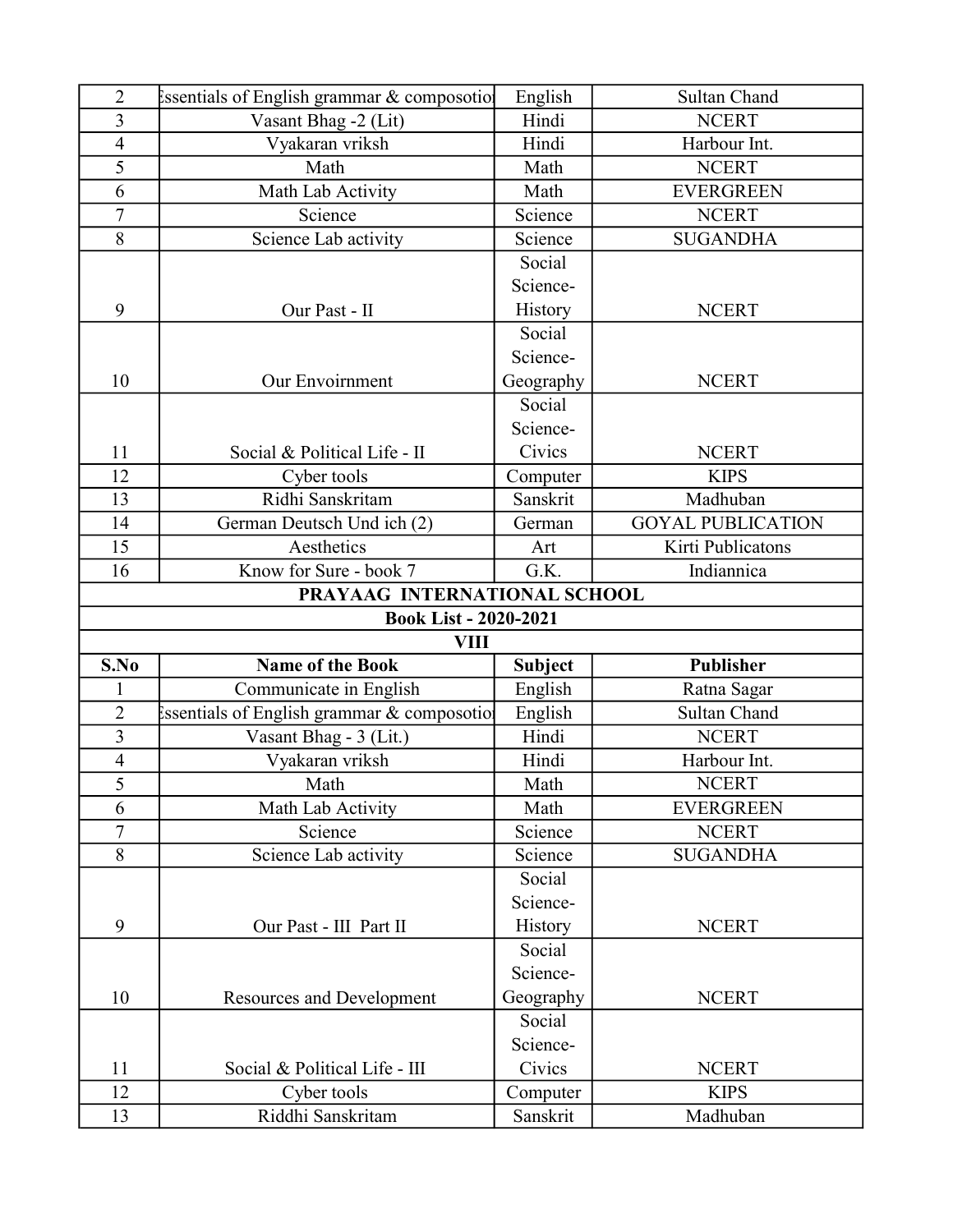| | | | |
|---|---|---|---|
| 2 | Essentials of English grammar & composotion | English | Sultan Chand |
| 3 | Vasant Bhag -2 (Lit) | Hindi | NCERT |
| 4 | Vyakaran vriksh | Hindi | Harbour Int. |
| 5 | Math | Math | NCERT |
| 6 | Math Lab Activity | Math | EVERGREEN |
| 7 | Science | Science | NCERT |
| 8 | Science Lab activity | Science | SUGANDHA |
| 9 | Our Past - II | Social Science-History | NCERT |
| 10 | Our Envoirnment | Social Science-Geography | NCERT |
| 11 | Social & Political Life - II | Social Science-Civics | NCERT |
| 12 | Cyber tools | Computer | KIPS |
| 13 | Ridhi Sanskritam | Sanskrit | Madhuban |
| 14 | German Deutsch Und ich (2) | German | GOYAL PUBLICATION |
| 15 | Aesthetics | Art | Kirti Publicatons |
| 16 | Know for Sure - book 7 | G.K. | Indiannica |

**PRAYAAG INTERNATIONAL SCHOOL**

**Book List - 2020-2021**

**VIII**

| S.No | Name of the Book | Subject | Publisher |
|---|---|---|---|
| 1 | Communicate in English | English | Ratna Sagar |
| 2 | Essentials of English grammar & composotion | English | Sultan Chand |
| 3 | Vasant Bhag - 3 (Lit.) | Hindi | NCERT |
| 4 | Vyakaran vriksh | Hindi | Harbour Int. |
| 5 | Math | Math | NCERT |
| 6 | Math Lab Activity | Math | EVERGREEN |
| 7 | Science | Science | NCERT |
| 8 | Science Lab activity | Science | SUGANDHA |
| 9 | Our Past - III Part II | Social Science-History | NCERT |
| 10 | Resources and Development | Social Science-Geography | NCERT |
| 11 | Social & Political Life - III | Social Science-Civics | NCERT |
| 12 | Cyber tools | Computer | KIPS |
| 13 | Riddhi Sanskritam | Sanskrit | Madhuban |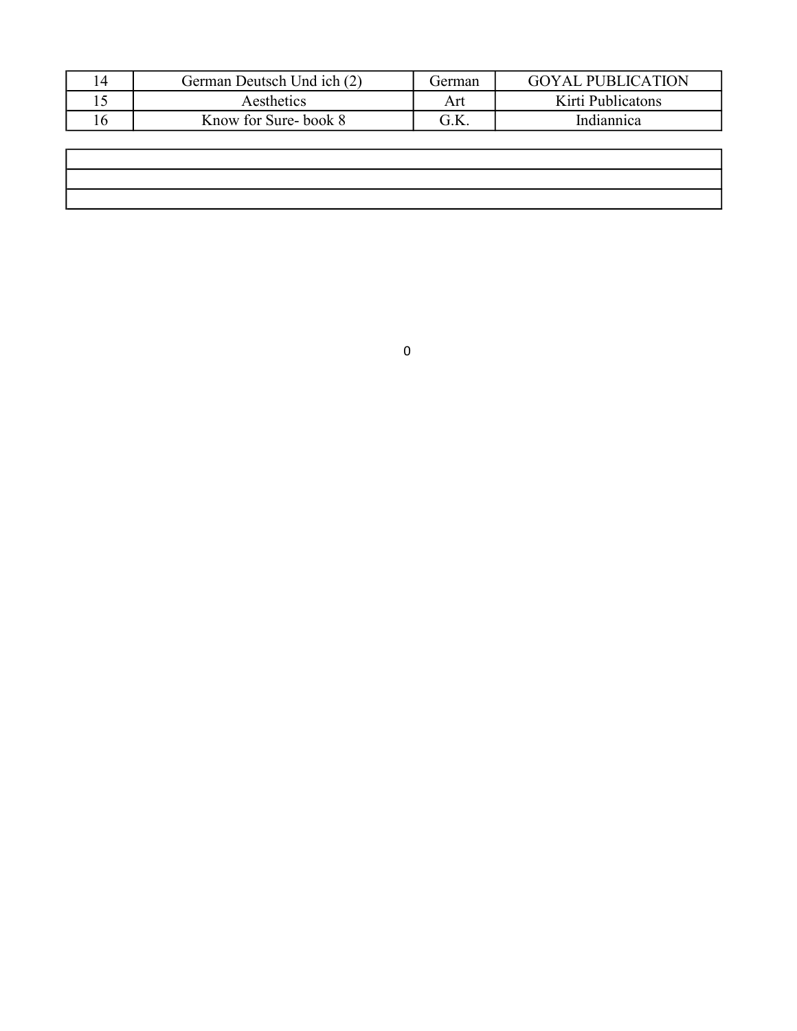| | | | |
|---|---|---|---|
| 14 | German Deutsch Und ich (2) | German | GOYAL PUBLICATION |
| 15 | Aesthetics | Art | Kirti Publicatons |
| 16 | Know for Sure- book 8 | G.K. | Indiannica |

| |
|---|
| |
| |
| |

0